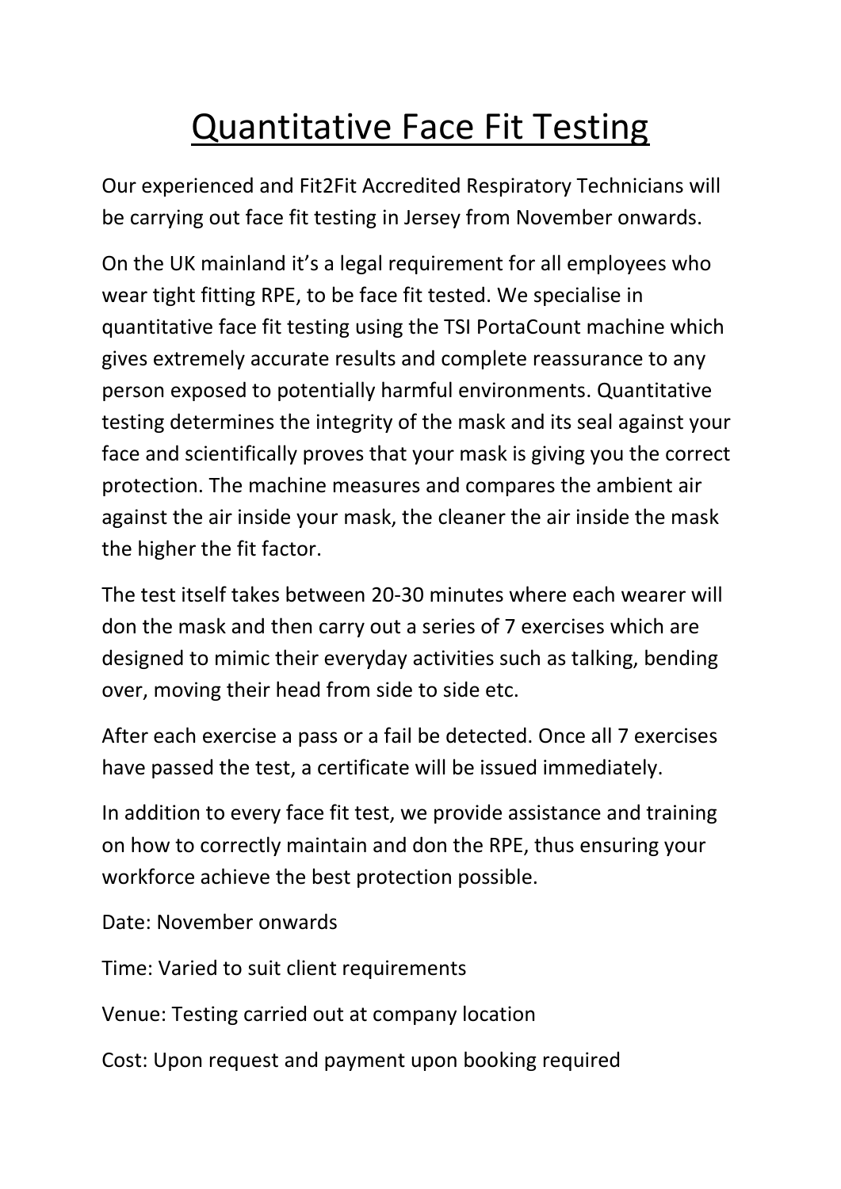# Quantitative Face Fit Testing

Our experienced and Fit2Fit Accredited Respiratory Technicians will be carrying out face fit testing in Jersey from November onwards.

On the UK mainland it's a legal requirement for all employees who wear tight fitting RPE, to be face fit tested. We specialise in quantitative face fit testing using the TSI PortaCount machine which gives extremely accurate results and complete reassurance to any person exposed to potentially harmful environments. Quantitative testing determines the integrity of the mask and its seal against your face and scientifically proves that your mask is giving you the correct protection. The machine measures and compares the ambient air against the air inside your mask, the cleaner the air inside the mask the higher the fit factor.

The test itself takes between 20-30 minutes where each wearer will don the mask and then carry out a series of 7 exercises which are designed to mimic their everyday activities such as talking, bending over, moving their head from side to side etc.

After each exercise a pass or a fail be detected. Once all 7 exercises have passed the test, a certificate will be issued immediately.

In addition to every face fit test, we provide assistance and training on how to correctly maintain and don the RPE, thus ensuring your workforce achieve the best protection possible.

Date: November onwards

Time: Varied to suit client requirements

Venue: Testing carried out at company location

Cost: Upon request and payment upon booking required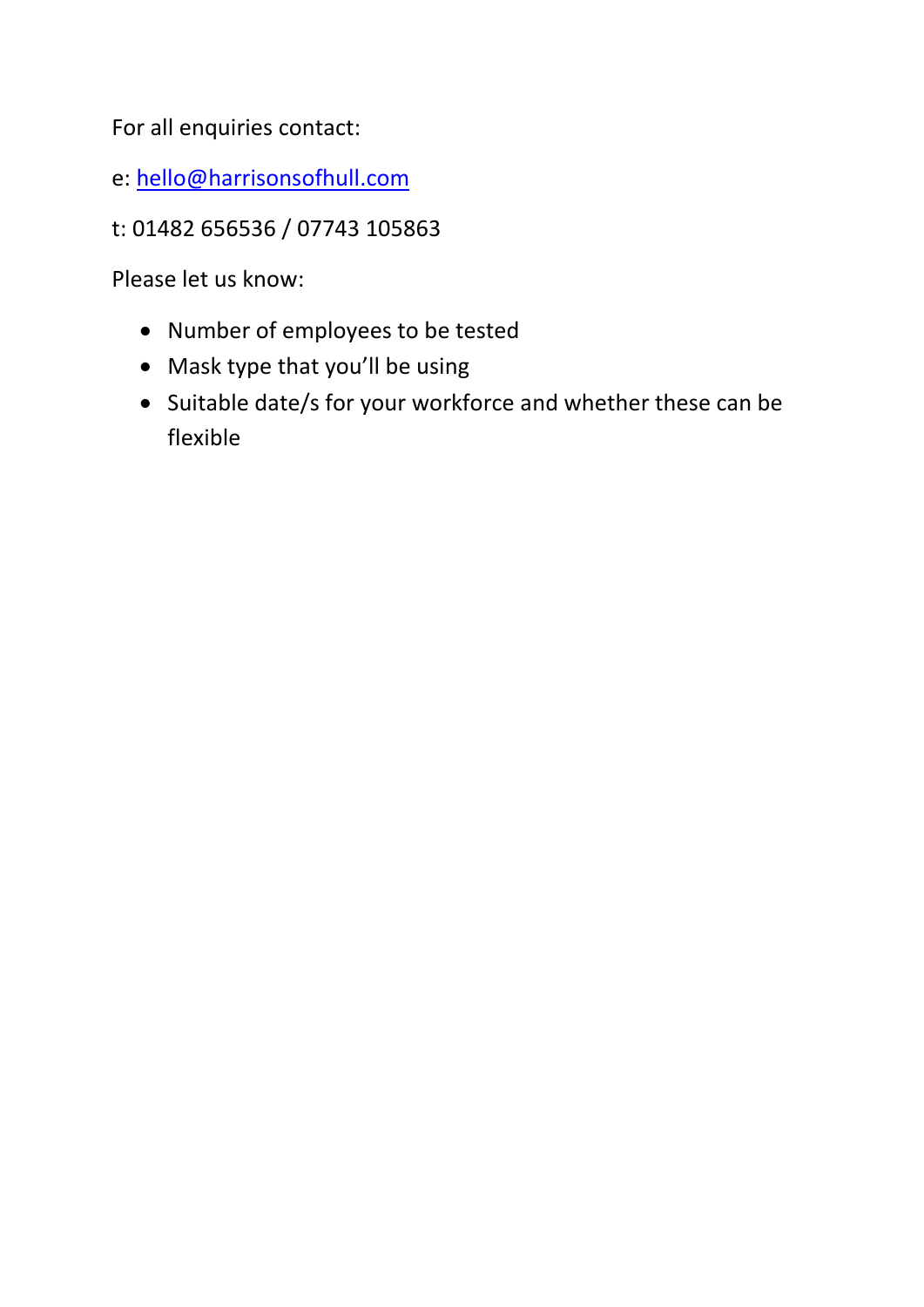For all enquiries contact:

e: hello@harrisonsofhull.com

t: 01482 656536 / 07743 105863

Please let us know:

- Number of employees to be tested
- Mask type that you'll be using
- Suitable date/s for your workforce and whether these can be flexible